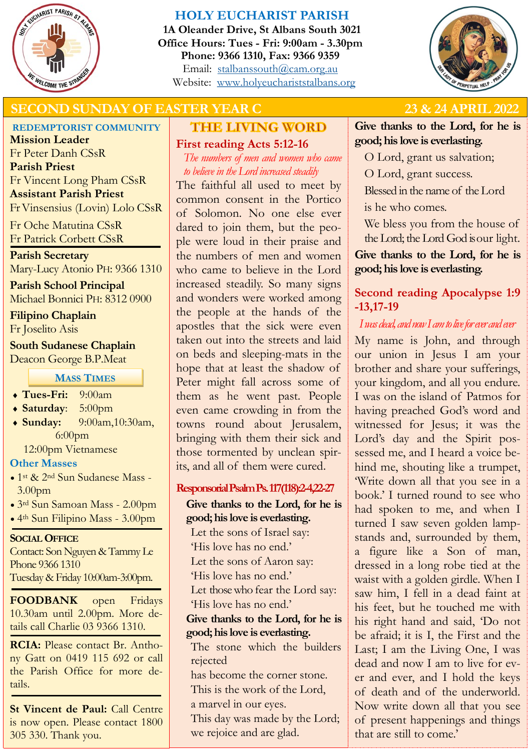# HOLY EUCHARIST PARISH

**1A Oleander Drive, St Albans South 3021**
**Office Hours: Tues - Fri: 9:00am - 3.30pm**
**Phone: 9366 1310, Fax: 9366 9359**
Email: stalbanssouth@cam.org.au
Website: www.holyeucharist stalbans.org

## SECOND SUNDAY OF EASTER YEAR C — 23 & 24 APRIL 2022

### REDEMPTORIST COMMUNITY

**Mission Leader**
Fr Peter Danh CSsR
**Parish Priest**
Fr Vincent Long Pham CSsR
**Assistant Parish Priest**
Fr Vinsensius (Lovin) Lolo CSsR
Fr Oche Matutina CSsR
Fr Patrick Corbett CSsR

**Parish Secretary**
Mary-Lucy Atonio PH: 9366 1310

**Parish School Principal**
Michael Bonnici PH: 8312 0900

**Filipino Chaplain**
Fr Joselito Asis

**South Sudanese Chaplain**
Deacon George B.P.Meat

### MASS TIMES

- **Tues-Fri:** 9:00am
- **Saturday**: 5:00pm
- **Sunday:** 9:00am,10:30am, 6:00pm
  12:00pm Vietnamese

**Other Masses**

- 1st & 2nd Sun Sudanese Mass - 3.00pm
- 3rd Sun Samoan Mass - 2.00pm
- 4th Sun Filipino Mass - 3.00pm

**SOCIAL OFFICE**
Contact: Son Nguyen & Tammy Le
Phone 9366 1310
Tuesday & Friday 10:00am-3:00pm.

**FOODBANK** open Fridays 10.30am until 2.00pm. More details call Charlie 03 9366 1310.

**RCIA:** Please contact Br. Anthony Gatt on 0419 115 692 or call the Parish Office for more details.

**St Vincent de Paul:** Call Centre is now open. Please contact 1800 305 330. Thank you.

## THE LIVING WORD

### First reading Acts 5:12-16

*The numbers of men and women who came to believe in the Lord increased steadily*

The faithful all used to meet by common consent in the Portico of Solomon. No one else ever dared to join them, but the people were loud in their praise and the numbers of men and women who came to believe in the Lord increased steadily. So many signs and wonders were worked among the people at the hands of the apostles that the sick were even taken out into the streets and laid on beds and sleeping-mats in the hope that at least the shadow of Peter might fall across some of them as he went past. People even came crowding in from the towns round about Jerusalem, bringing with them their sick and those tormented by unclean spirits, and all of them were cured.

### Responsorial Psalm Ps. 117(118):2-4,22-27

**Give thanks to the Lord, for he is good; his love is everlasting.**

Let the sons of Israel say:
'His love has no end.'
Let the sons of Aaron say:
'His love has no end.'
Let those who fear the Lord say:
'His love has no end.'

**Give thanks to the Lord, for he is good; his love is everlasting.**

The stone which the builders rejected
has become the corner stone.
This is the work of the Lord,
a marvel in our eyes.
This day was made by the Lord;
we rejoice and are glad.

**Give thanks to the Lord, for he is good; his love is everlasting.**

O Lord, grant us salvation;
O Lord, grant success.
Blessed in the name of the Lord
is he who comes.
We bless you from the house of the Lord; the Lord God is our light.

**Give thanks to the Lord, for he is good; his love is everlasting.**

### Second reading Apocalypse 1:9-13,17-19

*I was dead, and now I am to live for ever and ever*

My name is John, and through our union in Jesus I am your brother and share your sufferings, your kingdom, and all you endure. I was on the island of Patmos for having preached God's word and witnessed for Jesus; it was the Lord's day and the Spirit possessed me, and I heard a voice behind me, shouting like a trumpet, 'Write down all that you see in a book.' I turned round to see who had spoken to me, and when I turned I saw seven golden lampstands and, surrounded by them, a figure like a Son of man, dressed in a long robe tied at the waist with a golden girdle. When I saw him, I fell in a dead faint at his feet, but he touched me with his right hand and said, 'Do not be afraid; it is I, the First and the Last; I am the Living One, I was dead and now I am to live for ever and ever, and I hold the keys of death and of the underworld. Now write down all that you see of present happenings and things that are still to come.'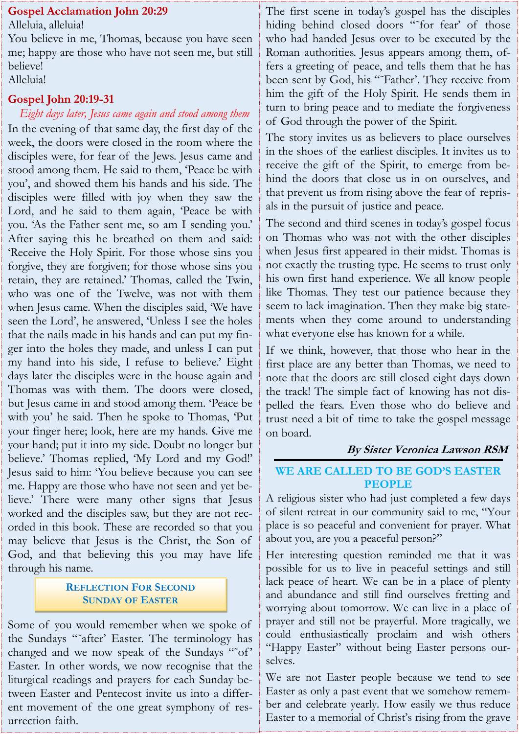## Gospel Acclamation John 20:29

Alleluia, alleluia!

You believe in me, Thomas, because you have seen me; happy are those who have not seen me, but still believe!

Alleluia!

## Gospel John 20:19-31

*Eight days later, Jesus came again and stood among them*

In the evening of that same day, the first day of the week, the doors were closed in the room where the disciples were, for fear of the Jews. Jesus came and stood among them. He said to them, 'Peace be with you', and showed them his hands and his side. The disciples were filled with joy when they saw the Lord, and he said to them again, 'Peace be with you. 'As the Father sent me, so am I sending you.' After saying this he breathed on them and said: 'Receive the Holy Spirit. For those whose sins you forgive, they are forgiven; for those whose sins you retain, they are retained.' Thomas, called the Twin, who was one of the Twelve, was not with them when Jesus came. When the disciples said, 'We have seen the Lord', he answered, 'Unless I see the holes that the nails made in his hands and can put my finger into the holes they made, and unless I can put my hand into his side, I refuse to believe.' Eight days later the disciples were in the house again and Thomas was with them. The doors were closed, but Jesus came in and stood among them. 'Peace be with you' he said. Then he spoke to Thomas, 'Put your finger here; look, here are my hands. Give me your hand; put it into my side. Doubt no longer but believe.' Thomas replied, 'My Lord and my God!' Jesus said to him: 'You believe because you can see me. Happy are those who have not seen and yet believe.' There were many other signs that Jesus worked and the disciples saw, but they are not recorded in this book. These are recorded so that you may believe that Jesus is the Christ, the Son of God, and that believing this you may have life through his name.

## Reflection For Second Sunday of Easter

Some of you would remember when we spoke of the Sundays "˜after' Easter. The terminology has changed and we now speak of the Sundays "˜of' Easter. In other words, we now recognise that the liturgical readings and prayers for each Sunday between Easter and Pentecost invite us into a different movement of the one great symphony of resurrection faith.

The first scene in today's gospel has the disciples hiding behind closed doors "˜for fear' of those who had handed Jesus over to be executed by the Roman authorities. Jesus appears among them, offers a greeting of peace, and tells them that he has been sent by God, his "˜Father'. They receive from him the gift of the Holy Spirit. He sends them in turn to bring peace and to mediate the forgiveness of God through the power of the Spirit.

The story invites us as believers to place ourselves in the shoes of the earliest disciples. It invites us to receive the gift of the Spirit, to emerge from behind the doors that close us in on ourselves, and that prevent us from rising above the fear of reprisals in the pursuit of justice and peace.

The second and third scenes in today's gospel focus on Thomas who was not with the other disciples when Jesus first appeared in their midst. Thomas is not exactly the trusting type. He seems to trust only his own first hand experience. We all know people like Thomas. They test our patience because they seem to lack imagination. Then they make big statements when they come around to understanding what everyone else has known for a while.

If we think, however, that those who hear in the first place are any better than Thomas, we need to note that the doors are still closed eight days down the track! The simple fact of knowing has not dispelled the fears. Even those who do believe and trust need a bit of time to take the gospel message on board.

***By Sister Veronica Lawson RSM***

## WE ARE CALLED TO BE GOD'S EASTER PEOPLE

A religious sister who had just completed a few days of silent retreat in our community said to me, "Your place is so peaceful and convenient for prayer. What about you, are you a peaceful person?"

Her interesting question reminded me that it was possible for us to live in peaceful settings and still lack peace of heart. We can be in a place of plenty and abundance and still find ourselves fretting and worrying about tomorrow. We can live in a place of prayer and still not be prayerful. More tragically, we could enthusiastically proclaim and wish others "Happy Easter" without being Easter persons ourselves.

We are not Easter people because we tend to see Easter as only a past event that we somehow remember and celebrate yearly. How easily we thus reduce Easter to a memorial of Christ's rising from the grave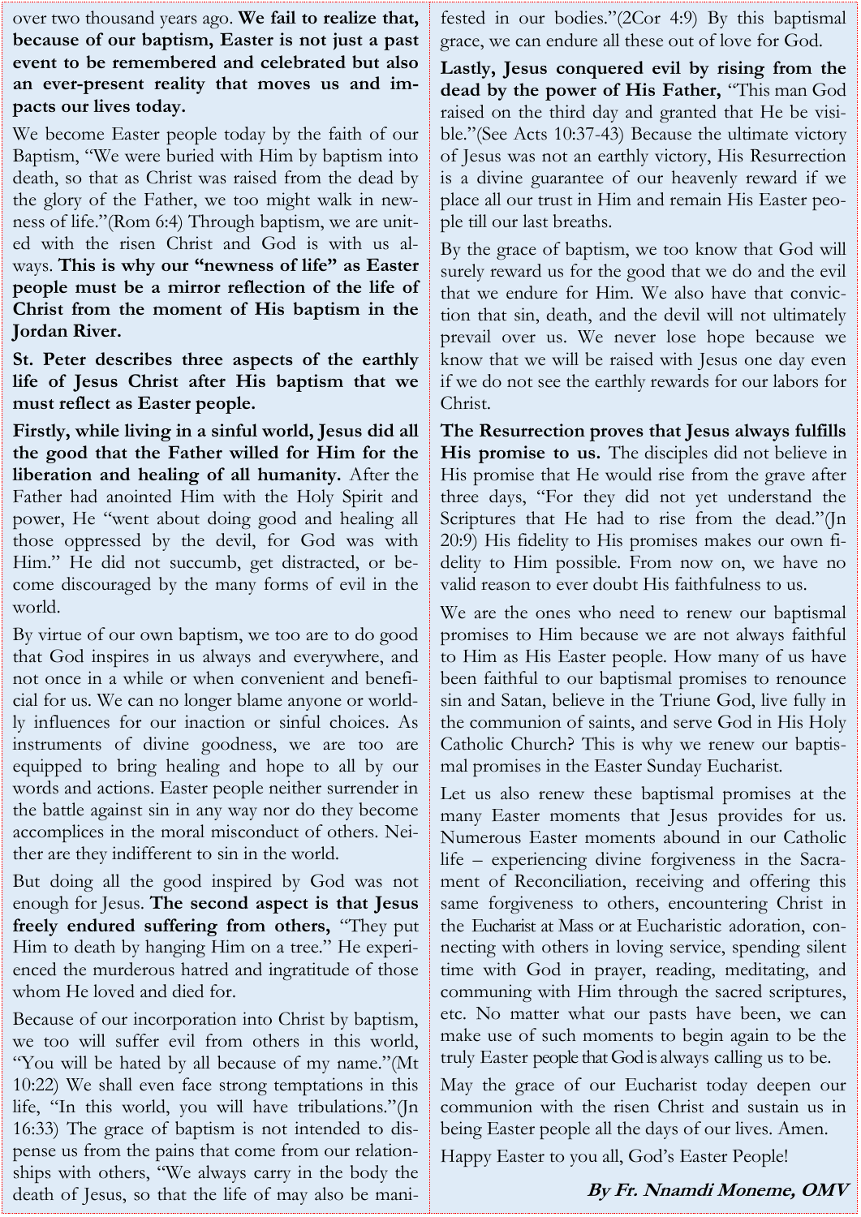over two thousand years ago. **We fail to realize that, because of our baptism, Easter is not just a past event to be remembered and celebrated but also an ever-present reality that moves us and impacts our lives today.**

We become Easter people today by the faith of our Baptism, "We were buried with Him by baptism into death, so that as Christ was raised from the dead by the glory of the Father, we too might walk in newness of life."(Rom 6:4) Through baptism, we are united with the risen Christ and God is with us always. **This is why our "newness of life" as Easter people must be a mirror reflection of the life of Christ from the moment of His baptism in the Jordan River.**

**St. Peter describes three aspects of the earthly life of Jesus Christ after His baptism that we must reflect as Easter people.**

**Firstly, while living in a sinful world, Jesus did all the good that the Father willed for Him for the liberation and healing of all humanity.** After the Father had anointed Him with the Holy Spirit and power, He "went about doing good and healing all those oppressed by the devil, for God was with Him." He did not succumb, get distracted, or become discouraged by the many forms of evil in the world.

By virtue of our own baptism, we too are to do good that God inspires in us always and everywhere, and not once in a while or when convenient and beneficial for us. We can no longer blame anyone or worldly influences for our inaction or sinful choices. As instruments of divine goodness, we are too are equipped to bring healing and hope to all by our words and actions. Easter people neither surrender in the battle against sin in any way nor do they become accomplices in the moral misconduct of others. Neither are they indifferent to sin in the world.

But doing all the good inspired by God was not enough for Jesus. **The second aspect is that Jesus freely endured suffering from others,** "They put Him to death by hanging Him on a tree." He experienced the murderous hatred and ingratitude of those whom He loved and died for.

Because of our incorporation into Christ by baptism, we too will suffer evil from others in this world, "You will be hated by all because of my name."(Mt 10:22) We shall even face strong temptations in this life, "In this world, you will have tribulations."(Jn 16:33) The grace of baptism is not intended to dispense us from the pains that come from our relationships with others, "We always carry in the body the death of Jesus, so that the life of may also be manifested in our bodies."(2Cor 4:9) By this baptismal grace, we can endure all these out of love for God.

**Lastly, Jesus conquered evil by rising from the dead by the power of His Father,** "This man God raised on the third day and granted that He be visible."(See Acts 10:37-43) Because the ultimate victory of Jesus was not an earthly victory, His Resurrection is a divine guarantee of our heavenly reward if we place all our trust in Him and remain His Easter people till our last breaths.

By the grace of baptism, we too know that God will surely reward us for the good that we do and the evil that we endure for Him. We also have that conviction that sin, death, and the devil will not ultimately prevail over us. We never lose hope because we know that we will be raised with Jesus one day even if we do not see the earthly rewards for our labors for Christ.

**The Resurrection proves that Jesus always fulfills His promise to us.** The disciples did not believe in His promise that He would rise from the grave after three days, "For they did not yet understand the Scriptures that He had to rise from the dead."(Jn 20:9) His fidelity to His promises makes our own fidelity to Him possible. From now on, we have no valid reason to ever doubt His faithfulness to us.

We are the ones who need to renew our baptismal promises to Him because we are not always faithful to Him as His Easter people. How many of us have been faithful to our baptismal promises to renounce sin and Satan, believe in the Triune God, live fully in the communion of saints, and serve God in His Holy Catholic Church? This is why we renew our baptismal promises in the Easter Sunday Eucharist.

Let us also renew these baptismal promises at the many Easter moments that Jesus provides for us. Numerous Easter moments abound in our Catholic life – experiencing divine forgiveness in the Sacrament of Reconciliation, receiving and offering this same forgiveness to others, encountering Christ in the Eucharist at Mass or at Eucharistic adoration, connecting with others in loving service, spending silent time with God in prayer, reading, meditating, and communing with Him through the sacred scriptures, etc. No matter what our pasts have been, we can make use of such moments to begin again to be the truly Easter people that God is always calling us to be.

May the grace of our Eucharist today deepen our communion with the risen Christ and sustain us in being Easter people all the days of our lives. Amen.

Happy Easter to you all, God's Easter People!

***By Fr. Nnamdi Moneme, OMV***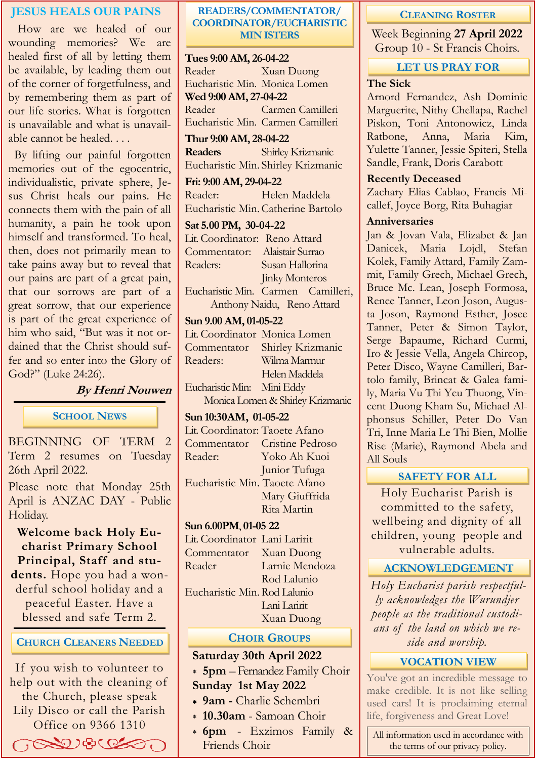## JESUS HEALS OUR PAINS

How are we healed of our wounding memories? We are healed first of all by letting them be available, by leading them out of the corner of forgetfulness, and by remembering them as part of our life stories. What is forgotten is unavailable and what is unavailable cannot be healed. . . .

By lifting our painful forgotten memories out of the egocentric, individualistic, private sphere, Jesus Christ heals our pains. He connects them with the pain of all humanity, a pain he took upon himself and transformed. To heal, then, does not primarily mean to take pains away but to reveal that our pains are part of a great pain, that our sorrows are part of a great sorrow, that our experience is part of the great experience of him who said, "But was it not ordained that the Christ should suffer and so enter into the Glory of God?" (Luke 24:26).

***By Henri Nouwen***

## SCHOOL NEWS

BEGINNING OF TERM 2

Term 2 resumes on Tuesday 26th April 2022.

Please note that Monday 25th April is ANZAC DAY - Public Holiday.

**Welcome back Holy Eucharist Primary School Principal, Staff and students.** Hope you had a wonderful school holiday and a peaceful Easter. Have a blessed and safe Term 2.

## CHURCH CLEANERS NEEDED

If you wish to volunteer to help out with the cleaning of the Church, please speak Lily Disco or call the Parish Office on 9366 1310

## READERS/COMMENTATOR/COORDINATOR/EUCHARISTIC MINISTERS

**Tues 9:00 AM, 26-04-22**
Reader: Xuan Duong
Eucharistic Min.: Monica Lomen

**Wed 9:00 AM, 27-04-22**
Reader: Carmen Camilleri
Eucharistic Min.: Carmen Camilleri

**Thur 9:00 AM, 28-04-22**
**Readers**: Shirley Krizmanic
Eucharistic Min.: Shirley Krizmanic

**Fri: 9:00 AM, 29-04-22**
Reader: Helen Maddela
Eucharistic Min.: Catherine Bartolo

**Sat 5.00 PM, 30-04-22**
Lit. Coordinator: Reno Attard
Commentator: Alaistair Surrao
Readers: Susan Hallorina, Jinky Monteros
Eucharistic Min.: Carmen Camilleri, Anthony Naidu, Reno Attard

**Sun 9.00 AM, 01-05-22**
Lit. Coordinator: Monica Lomen
Commentator: Shirley Krizmanic
Readers: Wilma Marmur, Helen Maddela
Eucharistic Min: Mini Eddy, Monica Lomen & Shirley Krizmanic

**Sun 10:30AM, 01-05-22**
Lit. Coordinator: Taoete Afano
Commentator: Cristine Pedroso
Reader: Yoko Ah Kuoi, Junior Tufuga
Eucharistic Min.: Taoete Afano, Mary Giuffrida, Rita Martin

**Sun 6.00PM, 01-05-22**
Lit. Coordinator: Lani Laririt
Commentator: Xuan Duong
Reader: Larnie Mendoza, Rod Lalunio
Eucharistic Min.: Rod Lalunio, Lani Laririt, Xuan Duong

## CHOIR GROUPS

**Saturday 30th April 2022**
- **5pm** – Fernandez Family Choir

**Sunday 1st May 2022**
- **9am -** Charlie Schembri
- **10.30am** - Samoan Choir
- **6pm** - Exzimos Family & Friends Choir

## CLEANING ROSTER

Week Beginning **27 April 2022**
Group 10 - St Francis Choirs.

## LET US PRAY FOR

**The Sick**
Arnord Fernandez, Ash Dominic Marguerite, Nithy Chellapa, Rachel Piskon, Toni Antonowicz, Linda Ratbone, Anna, Maria Kim, Yulette Tanner, Jessie Spiteri, Stella Sandle, Frank, Doris Carabott

**Recently Deceased**
Zachary Elias Cablao, Francis Micallef, Joyce Borg, Rita Buhagiar

**Anniversaries**
Jan & Jovan Vala, Elizabet & Jan Danicek, Maria Lojdl, Stefan Kolek, Family Attard, Family Zammit, Family Grech, Michael Grech, Bruce Mc. Lean, Joseph Formosa, Renee Tanner, Leon Joson, Augusta Joson, Raymond Esther, Josee Tanner, Peter & Simon Taylor, Serge Bapaume, Richard Curmi, Iro & Jessie Vella, Angela Chircop, Peter Disco, Wayne Camilleri, Bartolo family, Brincat & Galea family, Maria Vu Thi Yeu Thuong, Vincent Duong Kham Su, Michael Alphonsus Schiller, Peter Do Van Tri, Inne Maria Le Thi Bien, Mollie Rise (Marie), Raymond Abela and All Souls

## SAFETY FOR ALL

Holy Eucharist Parish is committed to the safety, wellbeing and dignity of all children, young people and vulnerable adults.

## ACKNOWLEDGEMENT

*Holy Eucharist parish respectfully acknowledges the Wurundjer people as the traditional custodians of the land on which we reside and worship.*

## VOCATION VIEW

You've got an incredible message to make credible. It is not like selling used cars! It is proclaiming eternal life, forgiveness and Great Love!

All information used in accordance with the terms of our privacy policy.